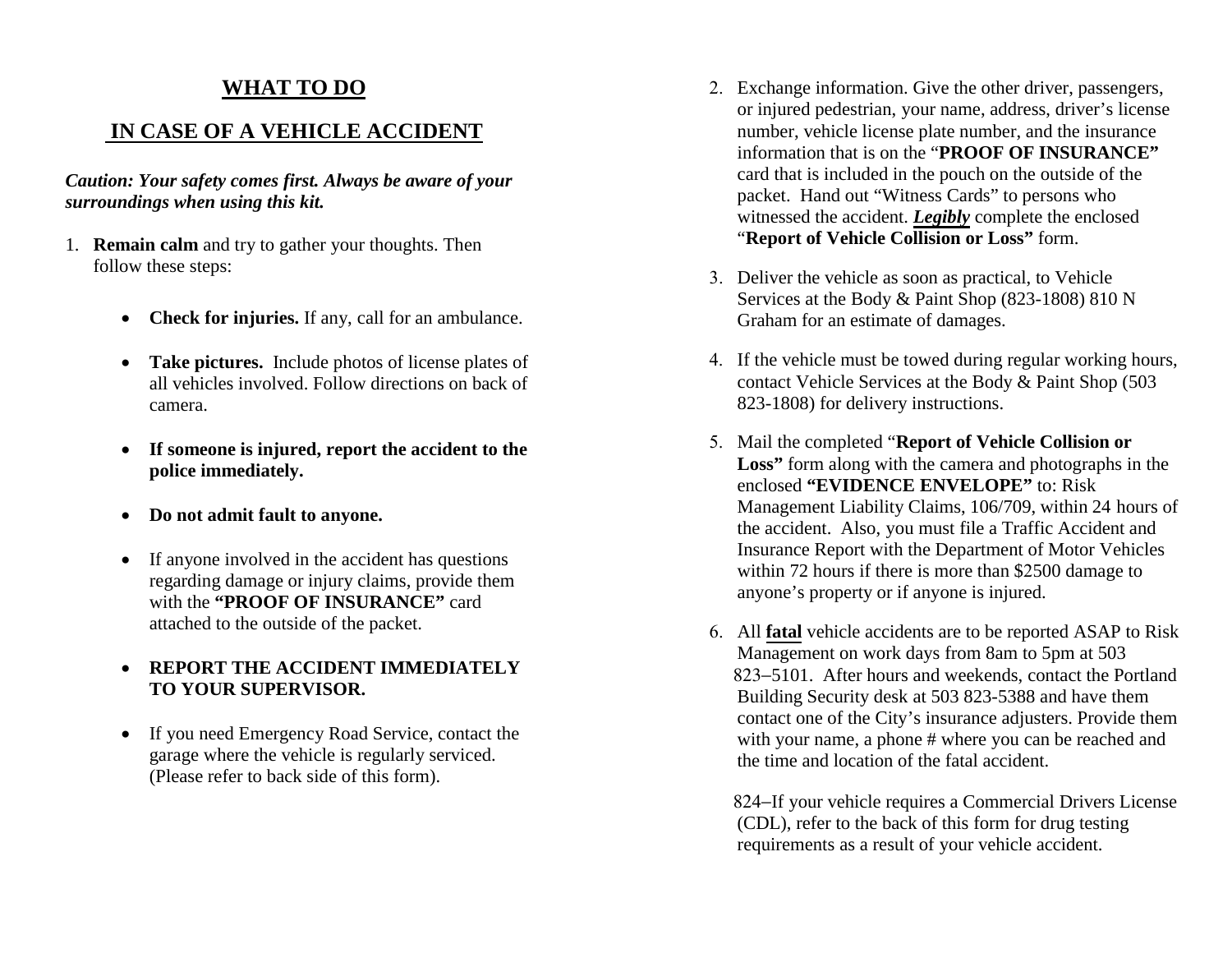# WHAT TO DO

# IN CASE OF A VEHICLE ACCIDENT

***Caution: Your safety comes first. Always be aware of your surroundings when using this kit.***

1. **Remain calm** and try to gather your thoughts. Then follow these steps:

   - **Check for injuries.** If any, call for an ambulance.
   - **Take pictures.** Include photos of license plates of all vehicles involved. Follow directions on back of camera.
   - **If someone is injured, report the accident to the police immediately.**
   - **Do not admit fault to anyone.**
   - If anyone involved in the accident has questions regarding damage or injury claims, provide them with the **"PROOF OF INSURANCE"** card attached to the outside of the packet.
   - **REPORT THE ACCIDENT IMMEDIATELY TO YOUR SUPERVISOR.**
   - If you need Emergency Road Service, contact the garage where the vehicle is regularly serviced. (Please refer to back side of this form).

2. Exchange information. Give the other driver, passengers, or injured pedestrian, your name, address, driver's license number, vehicle license plate number, and the insurance information that is on the "**PROOF OF INSURANCE"** card that is included in the pouch on the outside of the packet. Hand out "Witness Cards" to persons who witnessed the accident. ***Legibly*** complete the enclosed "**Report of Vehicle Collision or Loss"** form.

3. Deliver the vehicle as soon as practical, to Vehicle Services at the Body & Paint Shop (823-1808) 810 N Graham for an estimate of damages.

4. If the vehicle must be towed during regular working hours, contact Vehicle Services at the Body & Paint Shop (503 823-1808) for delivery instructions.

5. Mail the completed "**Report of Vehicle Collision or Loss"** form along with the camera and photographs in the enclosed **"EVIDENCE ENVELOPE"** to: Risk Management Liability Claims, 106/709, within 24 hours of the accident. Also, you must file a Traffic Accident and Insurance Report with the Department of Motor Vehicles within 72 hours if there is more than $2500 damage to anyone's property or if anyone is injured.

6. All **fatal** vehicle accidents are to be reported ASAP to Risk Management on work days from 8am to 5pm at 503 823–5101. After hours and weekends, contact the Portland Building Security desk at 503 823-5388 and have them contact one of the City's insurance adjusters. Provide them with your name, a phone # where you can be reached and the time and location of the fatal accident.

   824–If your vehicle requires a Commercial Drivers License (CDL), refer to the back of this form for drug testing requirements as a result of your vehicle accident.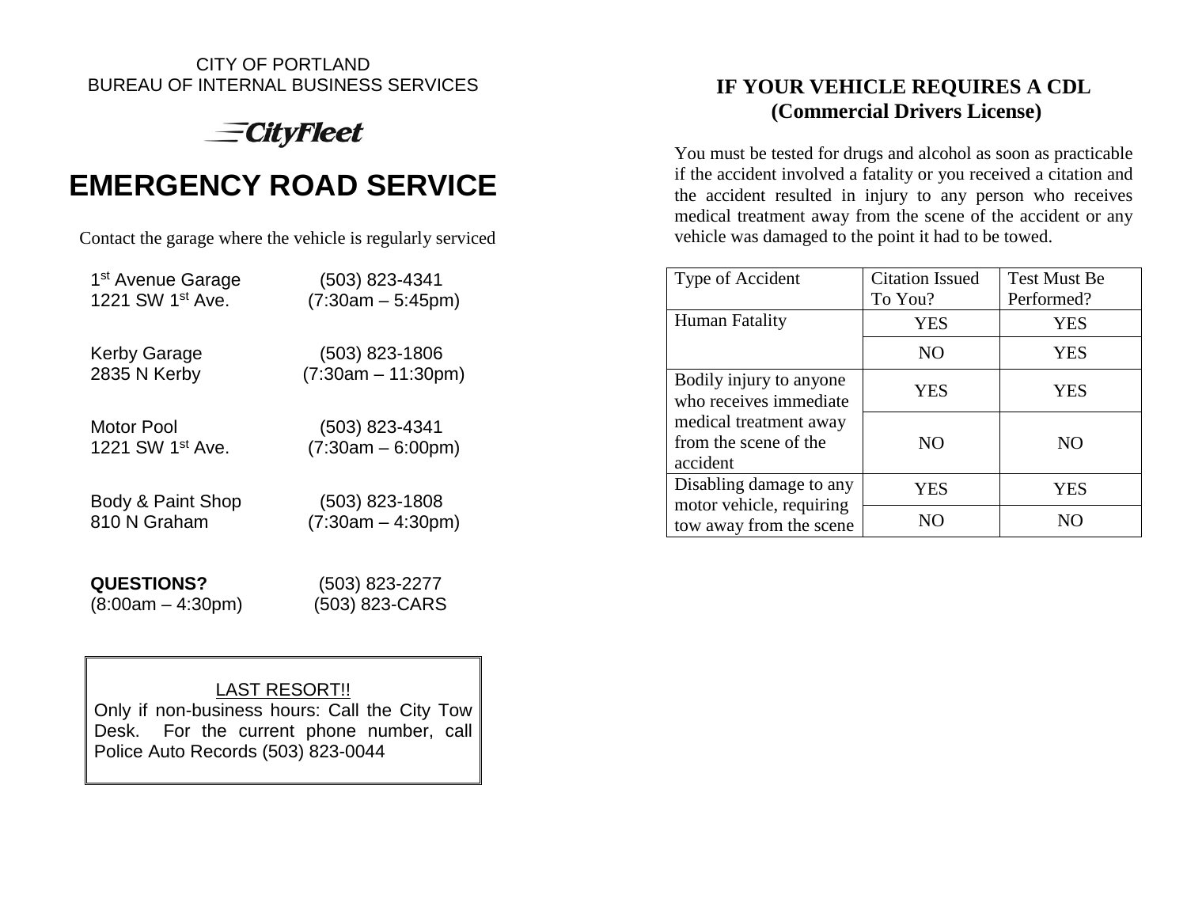CITY OF PORTLAND
BUREAU OF INTERNAL BUSINESS SERVICES

CityFleet

# EMERGENCY ROAD SERVICE

Contact the garage where the vehicle is regularly serviced

| | |
|---|---|
| 1st Avenue Garage<br>1221 SW 1st Ave. | (503) 823-4341<br>(7:30am – 5:45pm) |
| Kerby Garage<br>2835 N Kerby | (503) 823-1806<br>(7:30am – 11:30pm) |
| Motor Pool<br>1221 SW 1st Ave. | (503) 823-4341<br>(7:30am – 6:00pm) |
| Body & Paint Shop<br>810 N Graham | (503) 823-1808<br>(7:30am – 4:30pm) |
| **QUESTIONS?**<br>(8:00am – 4:30pm) | (503) 823-2277<br>(503) 823-CARS |

LAST RESORT!!
Only if non-business hours: Call the City Tow Desk. For the current phone number, call Police Auto Records (503) 823-0044

## IF YOUR VEHICLE REQUIRES A CDL (Commercial Drivers License)

You must be tested for drugs and alcohol as soon as practicable if the accident involved a fatality or you received a citation and the accident resulted in injury to any person who receives medical treatment away from the scene of the accident or any vehicle was damaged to the point it had to be towed.

| Type of Accident | Citation Issued To You? | Test Must Be Performed? |
|---|---|---|
| Human Fatality | YES | YES |
| | NO | YES |
| Bodily injury to anyone who receives immediate medical treatment away from the scene of the accident | YES | YES |
| | NO | NO |
| Disabling damage to any motor vehicle, requiring tow away from the scene | YES | YES |
| | NO | NO |